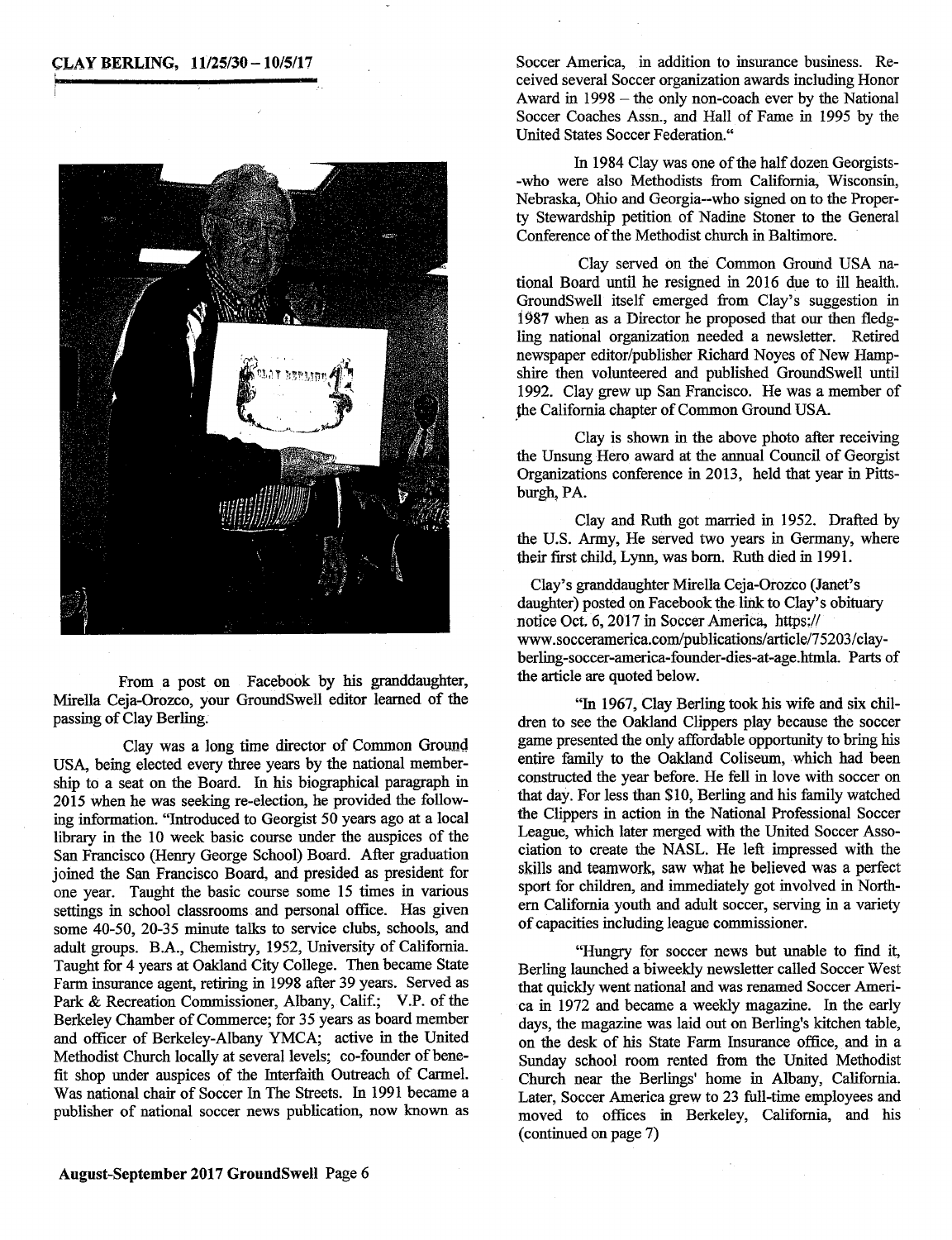## CLAY BERLING, 11/25/30 – 10/5/17

From a post on Facebook by his granddaughter, Mirella Ceja-Orozco, your GroundSwell editor learned of the passing of Clay Berling.

Clay was a long time director of Common Ground USA, being elected every three years by the national membership to a seat on the Board. In his biographical paragraph in 2015 when he was seeking re-election, he provided the following information. "Introduced to Georgist 50 years ago at a local library in the 10 week basic course under the auspices of the San Francisco (Henry George School) Board. After graduation joined the San Francisco Board, and presided as president for one year. Taught the basic course some 15 times in various settings in school classrooms and personal office. Has given some 40-50, 20-35 minute talks to service clubs, schools, and adult groups. B.A., Chemistry, 1952, University of California. Taught for 4 years at Oakland City College. Then became State Farm insurance agent, retiring in 1998 after 39 years. Served as Park & Recreation Commissioner, Albany, Calif.; V.P. of the Berkeley Chamber of Commerce; for 35 years as board member and officer of Berkeley-Albany YMCA; active in the United Methodist Church locally at several levels; co-founder of benefit shop under auspices of the Interfaith Outreach of Carmel. Was national chair of Soccer In The Streets. In 1991 became a publisher of national soccer news publication, now known as Soccer America, in addition to insurance business. Received several Soccer organization awards including Honor Award in 1998 – the only non-coach ever by the National Soccer Coaches Assn., and Hall of Fame in 1995 by the United States Soccer Federation."

In 1984 Clay was one of the half dozen Georgists--who were also Methodists from California, Wisconsin, Nebraska, Ohio and Georgia--who signed on to the Property Stewardship petition of Nadine Stoner to the General Conference of the Methodist church in Baltimore.

Clay served on the Common Ground USA national Board until he resigned in 2016 due to ill health. GroundSwell itself emerged from Clay's suggestion in 1987 when as a Director he proposed that our then fledgling national organization needed a newsletter. Retired newspaper editor/publisher Richard Noyes of New Hampshire then volunteered and published GroundSwell until 1992. Clay grew up San Francisco. He was a member of the California chapter of Common Ground USA.

Clay is shown in the above photo after receiving the Unsung Hero award at the annual Council of Georgist Organizations conference in 2013, held that year in Pittsburgh, PA.

Clay and Ruth got married in 1952. Drafted by the U.S. Army, He served two years in Germany, where their first child, Lynn, was born. Ruth died in 1991.

Clay's granddaughter Mirella Ceja-Orozco (Janet's daughter) posted on Facebook the link to Clay's obituary notice Oct. 6, 2017 in Soccer America, https://www.socceramerica.com/publications/article/75203/clay-berling-soccer-america-founder-dies-at-age.htmla. Parts of the article are quoted below.

"In 1967, Clay Berling took his wife and six children to see the Oakland Clippers play because the soccer game presented the only affordable opportunity to bring his entire family to the Oakland Coliseum, which had been constructed the year before. He fell in love with soccer on that day. For less than $10, Berling and his family watched the Clippers in action in the National Professional Soccer League, which later merged with the United Soccer Association to create the NASL. He left impressed with the skills and teamwork, saw what he believed was a perfect sport for children, and immediately got involved in Northern California youth and adult soccer, serving in a variety of capacities including league commissioner.

"Hungry for soccer news but unable to find it, Berling launched a biweekly newsletter called Soccer West that quickly went national and was renamed Soccer America in 1972 and became a weekly magazine. In the early days, the magazine was laid out on Berling's kitchen table, on the desk of his State Farm Insurance office, and in a Sunday school room rented from the United Methodist Church near the Berlings' home in Albany, California. Later, Soccer America grew to 23 full-time employees and moved to offices in Berkeley, California, and his (continued on page 7)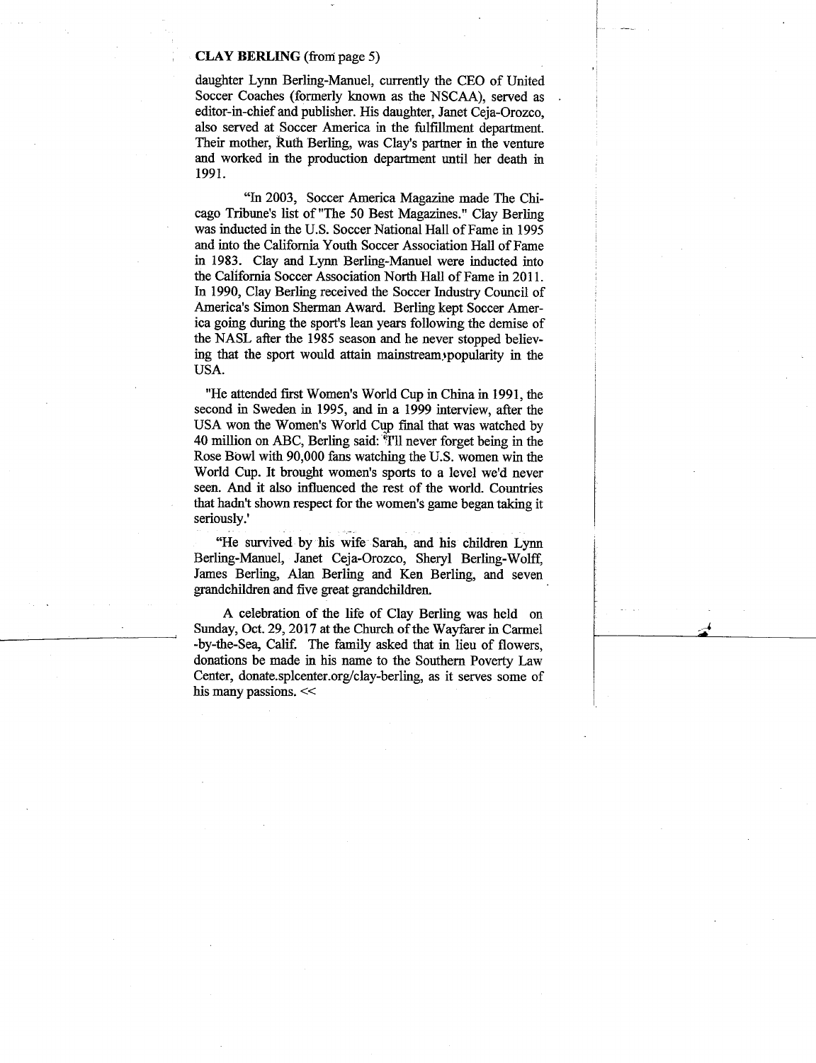**CLAY BERLING** (from page 5)

daughter Lynn Berling-Manuel, currently the CEO of United Soccer Coaches (formerly known as the NSCAA), served as editor-in-chief and publisher. His daughter, Janet Ceja-Orozco, also served at Soccer America in the fulfillment department. Their mother, Ruth Berling, was Clay's partner in the venture and worked in the production department until her death in 1991.

"In 2003, Soccer America Magazine made The Chicago Tribune's list of "The 50 Best Magazines." Clay Berling was inducted in the U.S. Soccer National Hall of Fame in 1995 and into the California Youth Soccer Association Hall of Fame in 1983. Clay and Lynn Berling-Manuel were inducted into the California Soccer Association North Hall of Fame in 2011. In 1990, Clay Berling received the Soccer Industry Council of America's Simon Sherman Award. Berling kept Soccer America going during the sport's lean years following the demise of the NASL after the 1985 season and he never stopped believing that the sport would attain mainstream popularity in the USA.

"He attended first Women's World Cup in China in 1991, the second in Sweden in 1995, and in a 1999 interview, after the USA won the Women's World Cup final that was watched by 40 million on ABC, Berling said: 'I'll never forget being in the Rose Bowl with 90,000 fans watching the U.S. women win the World Cup. It brought women's sports to a level we'd never seen. And it also influenced the rest of the world. Countries that hadn't shown respect for the women's game began taking it seriously.'

"He survived by his wife Sarah, and his children Lynn Berling-Manuel, Janet Ceja-Orozco, Sheryl Berling-Wolff, James Berling, Alan Berling and Ken Berling, and seven grandchildren and five great grandchildren.

A celebration of the life of Clay Berling was held on Sunday, Oct. 29, 2017 at the Church of the Wayfarer in Carmel -by-the-Sea, Calif. The family asked that in lieu of flowers, donations be made in his name to the Southern Poverty Law Center, donate.splcenter.org/clay-berling, as it serves some of his many passions. <<